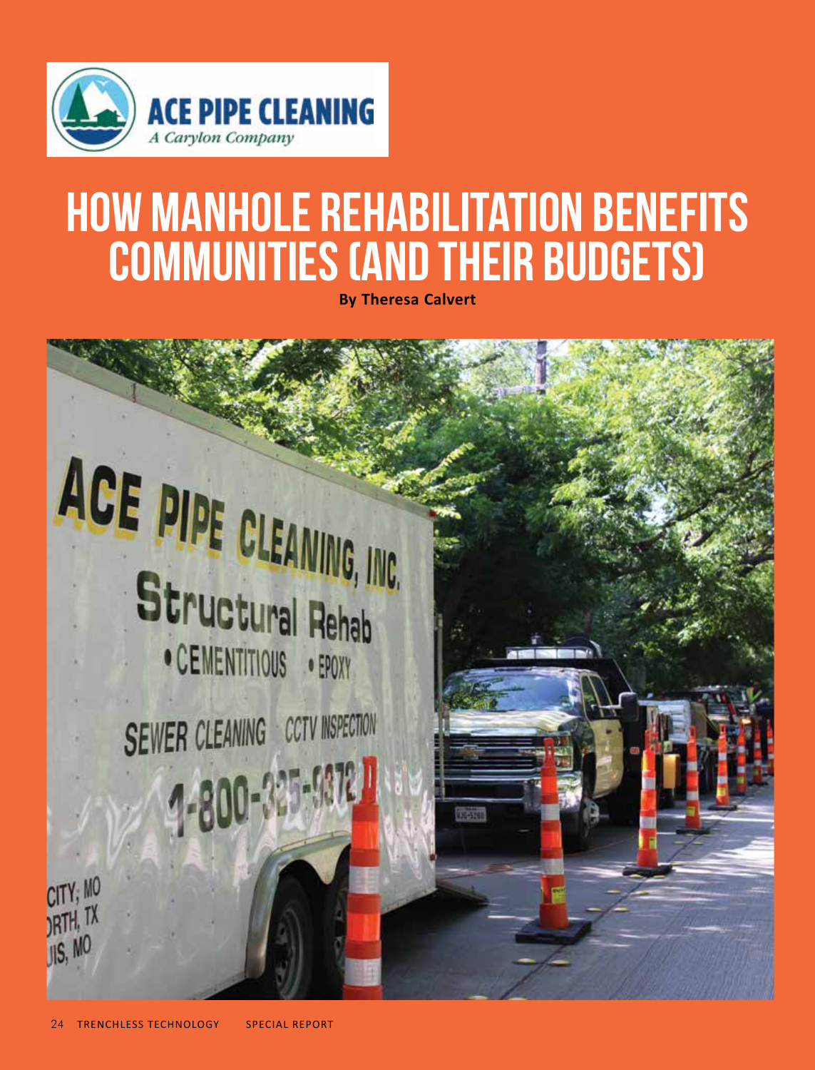ACE PIPE CLEANING
*A Carylon Company*

# HOW MANHOLE REHABILITATION BENEFITS COMMUNITIES (AND THEIR BUDGETS)

**By Theresa Calvert**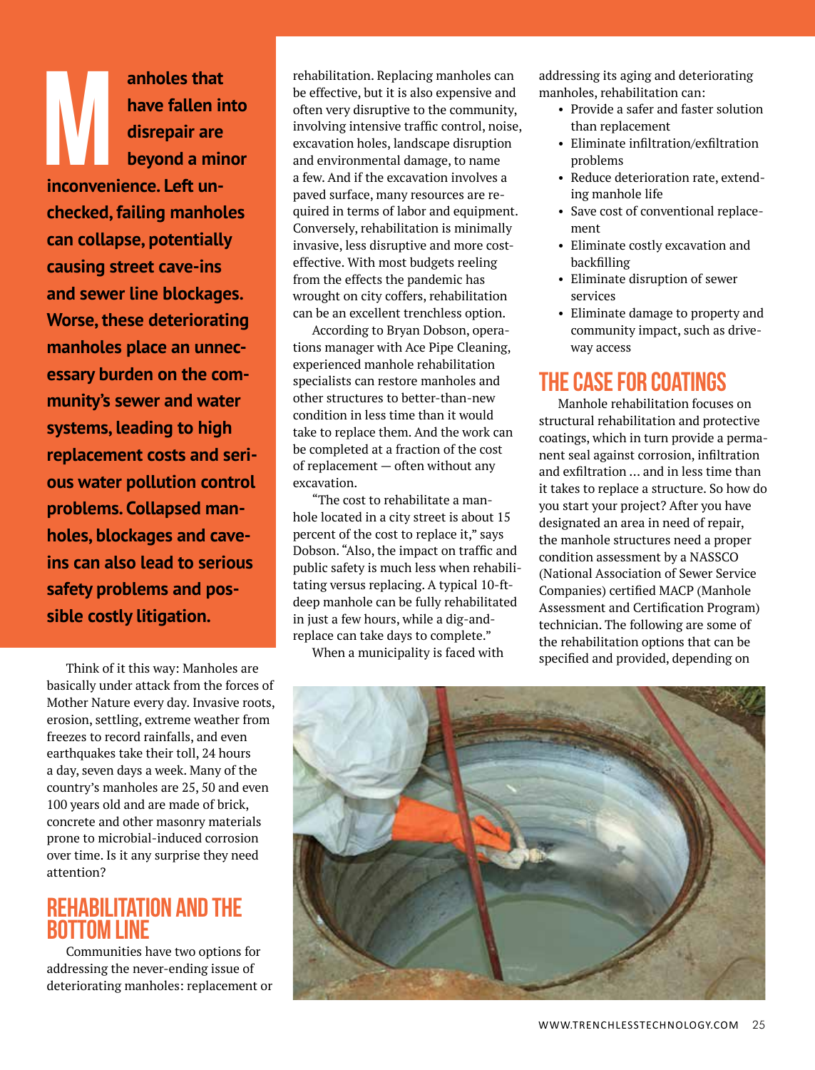**Manholes that have fallen into disrepair are beyond a minor inconvenience. Left unchecked, failing manholes can collapse, potentially causing street cave-ins and sewer line blockages. Worse, these deteriorating manholes place an unnecessary burden on the community's sewer and water systems, leading to high replacement costs and serious water pollution control problems. Collapsed manholes, blockages and cave-ins can also lead to serious safety problems and possible costly litigation.**

Think of it this way: Manholes are basically under attack from the forces of Mother Nature every day. Invasive roots, erosion, settling, extreme weather from freezes to record rainfalls, and even earthquakes take their toll, 24 hours a day, seven days a week. Many of the country's manholes are 25, 50 and even 100 years old and are made of brick, concrete and other masonry materials prone to microbial-induced corrosion over time. Is it any surprise they need attention?

## REHABILITATION AND THE BOTTOM LINE

Communities have two options for addressing the never-ending issue of deteriorating manholes: replacement or rehabilitation. Replacing manholes can be effective, but it is also expensive and often very disruptive to the community, involving intensive traffic control, noise, excavation holes, landscape disruption and environmental damage, to name a few. And if the excavation involves a paved surface, many resources are required in terms of labor and equipment. Conversely, rehabilitation is minimally invasive, less disruptive and more cost-effective. With most budgets reeling from the effects the pandemic has wrought on city coffers, rehabilitation can be an excellent trenchless option.

According to Bryan Dobson, operations manager with Ace Pipe Cleaning, experienced manhole rehabilitation specialists can restore manholes and other structures to better-than-new condition in less time than it would take to replace them. And the work can be completed at a fraction of the cost of replacement — often without any excavation.

"The cost to rehabilitate a manhole located in a city street is about 15 percent of the cost to replace it," says Dobson. "Also, the impact on traffic and public safety is much less when rehabilitating versus replacing. A typical 10-ft-deep manhole can be fully rehabilitated in just a few hours, while a dig-and-replace can take days to complete."

When a municipality is faced with addressing its aging and deteriorating manholes, rehabilitation can:

- Provide a safer and faster solution than replacement
- Eliminate infiltration/exfiltration problems
- Reduce deterioration rate, extending manhole life
- Save cost of conventional replacement
- Eliminate costly excavation and backfilling
- Eliminate disruption of sewer services
- Eliminate damage to property and community impact, such as driveway access

## THE CASE FOR COATINGS

Manhole rehabilitation focuses on structural rehabilitation and protective coatings, which in turn provide a permanent seal against corrosion, infiltration and exfiltration ... and in less time than it takes to replace a structure. So how do you start your project? After you have designated an area in need of repair, the manhole structures need a proper condition assessment by a NASSCO (National Association of Sewer Service Companies) certified MACP (Manhole Assessment and Certification Program) technician. The following are some of the rehabilitation options that can be specified and provided, depending on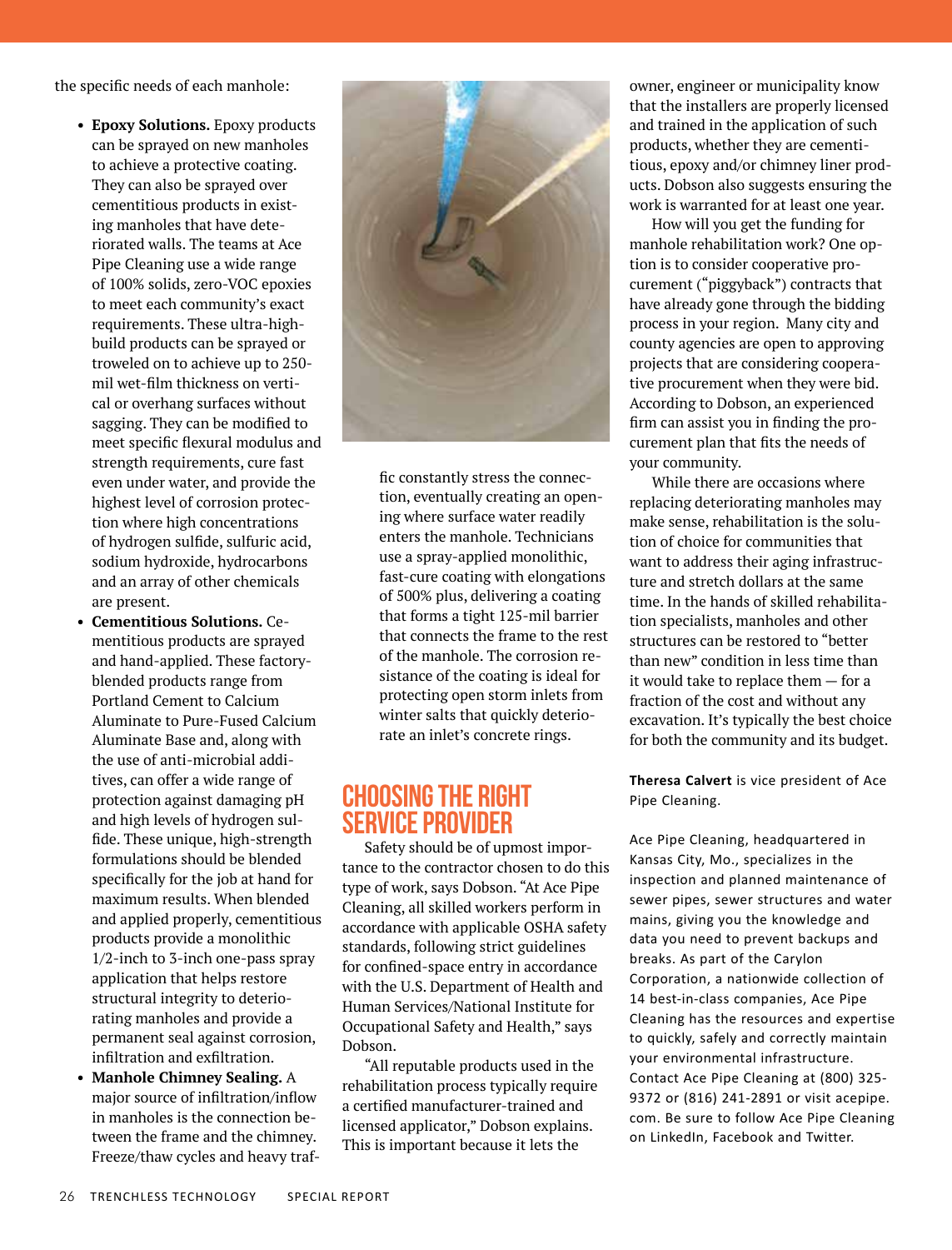the specific needs of each manhole:

- **Epoxy Solutions.** Epoxy products can be sprayed on new manholes to achieve a protective coating. They can also be sprayed over cementitious products in existing manholes that have deteriorated walls. The teams at Ace Pipe Cleaning use a wide range of 100% solids, zero-VOC epoxies to meet each community's exact requirements. These ultra-high-build products can be sprayed or troweled on to achieve up to 250-mil wet-film thickness on vertical or overhang surfaces without sagging. They can be modified to meet specific flexural modulus and strength requirements, cure fast even under water, and provide the highest level of corrosion protection where high concentrations of hydrogen sulfide, sulfuric acid, sodium hydroxide, hydrocarbons and an array of other chemicals are present.
- **Cementitious Solutions.** Cementitious products are sprayed and hand-applied. These factory-blended products range from Portland Cement to Calcium Aluminate to Pure-Fused Calcium Aluminate Base and, along with the use of anti-microbial additives, can offer a wide range of protection against damaging pH and high levels of hydrogen sulfide. These unique, high-strength formulations should be blended specifically for the job at hand for maximum results. When blended and applied properly, cementitious products provide a monolithic 1/2-inch to 3-inch one-pass spray application that helps restore structural integrity to deteriorating manholes and provide a permanent seal against corrosion, infiltration and exfiltration.
- **Manhole Chimney Sealing.** A major source of infiltration/inflow in manholes is the connection between the frame and the chimney. Freeze/thaw cycles and heavy traffic constantly stress the connection, eventually creating an opening where surface water readily enters the manhole. Technicians use a spray-applied monolithic, fast-cure coating with elongations of 500% plus, delivering a coating that forms a tight 125-mil barrier that connects the frame to the rest of the manhole. The corrosion resistance of the coating is ideal for protecting open storm inlets from winter salts that quickly deteriorate an inlet's concrete rings.

## CHOOSING THE RIGHT SERVICE PROVIDER

Safety should be of upmost importance to the contractor chosen to do this type of work, says Dobson. "At Ace Pipe Cleaning, all skilled workers perform in accordance with applicable OSHA safety standards, following strict guidelines for confined-space entry in accordance with the U.S. Department of Health and Human Services/National Institute for Occupational Safety and Health," says Dobson.

"All reputable products used in the rehabilitation process typically require a certified manufacturer-trained and licensed applicator," Dobson explains. This is important because it lets the owner, engineer or municipality know that the installers are properly licensed and trained in the application of such products, whether they are cementitious, epoxy and/or chimney liner products. Dobson also suggests ensuring the work is warranted for at least one year.

How will you get the funding for manhole rehabilitation work? One option is to consider cooperative procurement ("piggyback") contracts that have already gone through the bidding process in your region. Many city and county agencies are open to approving projects that are considering cooperative procurement when they were bid. According to Dobson, an experienced firm can assist you in finding the procurement plan that fits the needs of your community.

While there are occasions where replacing deteriorating manholes may make sense, rehabilitation is the solution of choice for communities that want to address their aging infrastructure and stretch dollars at the same time. In the hands of skilled rehabilitation specialists, manholes and other structures can be restored to "better than new" condition in less time than it would take to replace them — for a fraction of the cost and without any excavation. It's typically the best choice for both the community and its budget.

**Theresa Calvert** is vice president of Ace Pipe Cleaning.

Ace Pipe Cleaning, headquartered in Kansas City, Mo., specializes in the inspection and planned maintenance of sewer pipes, sewer structures and water mains, giving you the knowledge and data you need to prevent backups and breaks. As part of the Carylon Corporation, a nationwide collection of 14 best-in-class companies, Ace Pipe Cleaning has the resources and expertise to quickly, safely and correctly maintain your environmental infrastructure. Contact Ace Pipe Cleaning at (800) 325-9372 or (816) 241-2891 or visit acepipe.com. Be sure to follow Ace Pipe Cleaning on LinkedIn, Facebook and Twitter.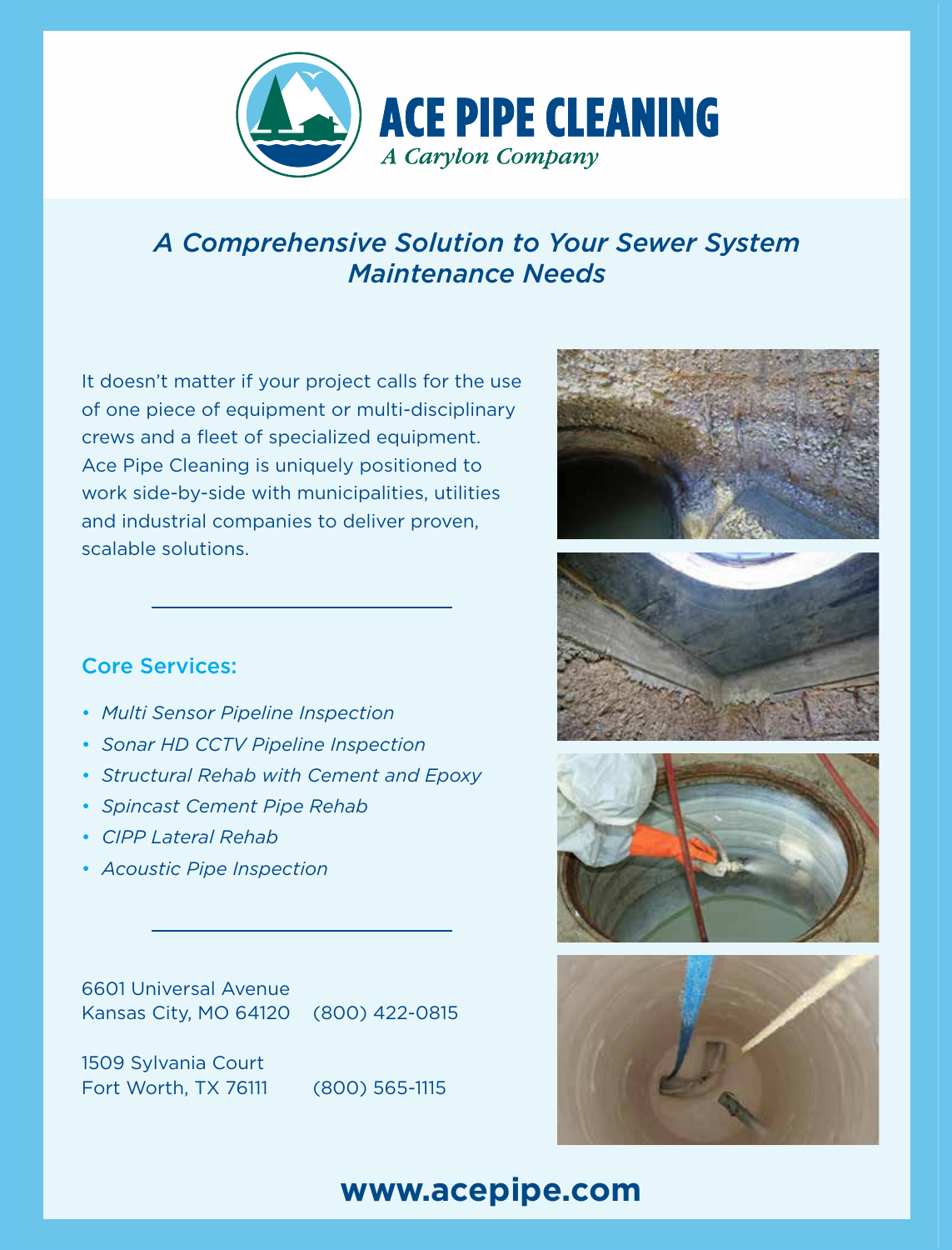# ACE PIPE CLEANING

*A Carylon Company*

## *A Comprehensive Solution to Your Sewer System Maintenance Needs*

It doesn't matter if your project calls for the use of one piece of equipment or multi-disciplinary crews and a fleet of specialized equipment. Ace Pipe Cleaning is uniquely positioned to work side-by-side with municipalities, utilities and industrial companies to deliver proven, scalable solutions.

### Core Services:

- *Multi Sensor Pipeline Inspection*
- *Sonar HD CCTV Pipeline Inspection*
- *Structural Rehab with Cement and Epoxy*
- *Spincast Cement Pipe Rehab*
- *CIPP Lateral Rehab*
- *Acoustic Pipe Inspection*

6601 Universal Avenue
Kansas City, MO 64120 (800) 422-0815

1509 Sylvania Court
Fort Worth, TX 76111 (800) 565-1115

**www.acepipe.com**